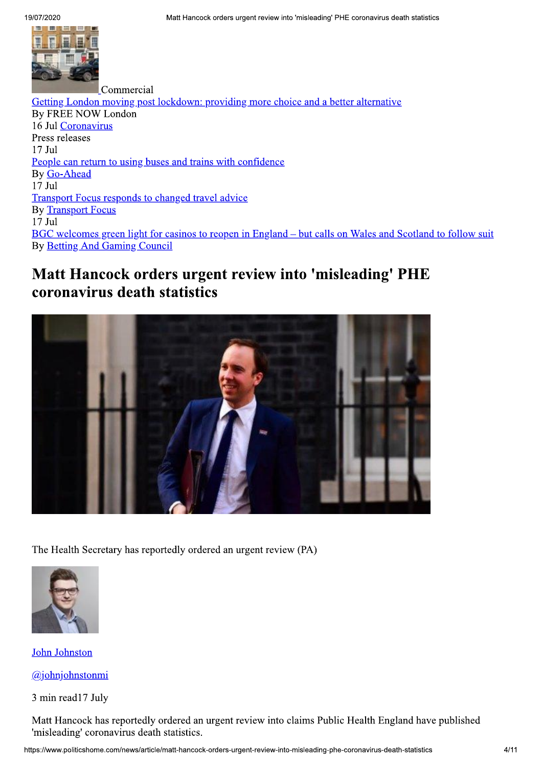Commercial

[Getting London moving post lockdown: providing more choice and a better alternative](#)

By FREE NOW London

16 Jul [Coronavirus](#)

Press releases

17 Jul

[People can return to using buses and trains with confidence](#)

By [Go-Ahead](#)

17 Jul

[Transport Focus responds to changed travel advice](#)

By [Transport Focus](#)

17 Jul

[BGC welcomes green light for casinos to reopen in England – but calls on Wales and Scotland to follow suit](#)

By [Betting And Gaming Council](#)

# Matt Hancock orders urgent review into 'misleading' PHE coronavirus death statistics

The Health Secretary has reportedly ordered an urgent review (PA)

[John Johnston](#)

[@johnjohnstonmi](#)

3 min read17 July

Matt Hancock has reportedly ordered an urgent review into claims Public Health England have published 'misleading' coronavirus death statistics.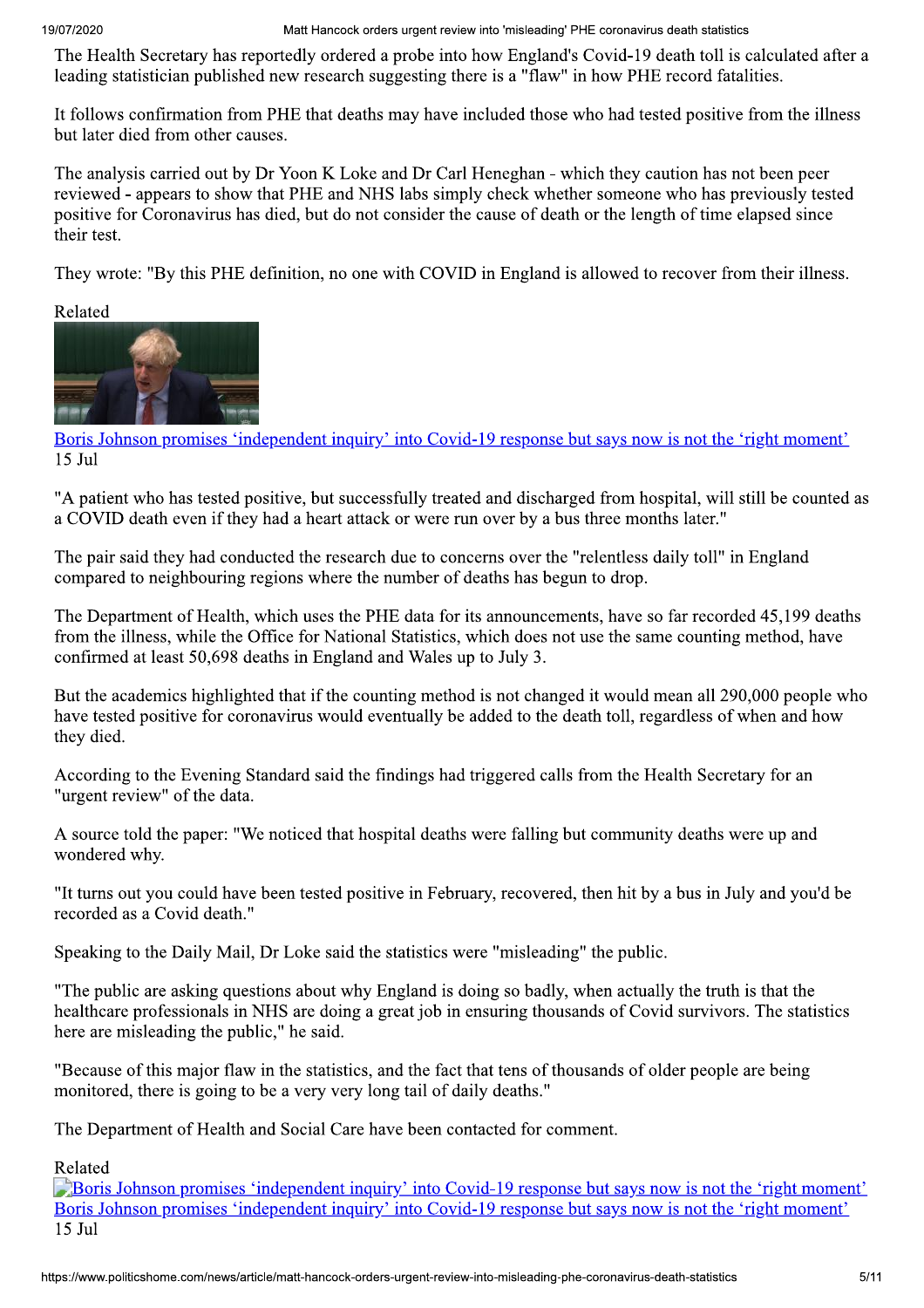The Health Secretary has reportedly ordered a probe into how England's Covid-19 death toll is calculated after a leading statistician published new research suggesting there is a "flaw" in how PHE record fatalities.

It follows confirmation from PHE that deaths may have included those who had tested positive from the illness but later died from other causes.

The analysis carried out by Dr Yoon K Loke and Dr Carl Heneghan - which they caution has not been peer reviewed - appears to show that PHE and NHS labs simply check whether someone who has previously tested positive for Coronavirus has died, but do not consider the cause of death or the length of time elapsed since their test.

They wrote: "By this PHE definition, no one with COVID in England is allowed to recover from their illness.

Related

[Boris Johnson promises 'independent inquiry' into Covid-19 response but says now is not the 'right moment'](#)
15 Jul

"A patient who has tested positive, but successfully treated and discharged from hospital, will still be counted as a COVID death even if they had a heart attack or were run over by a bus three months later."

The pair said they had conducted the research due to concerns over the "relentless daily toll" in England compared to neighbouring regions where the number of deaths has begun to drop.

The Department of Health, which uses the PHE data for its announcements, have so far recorded 45,199 deaths from the illness, while the Office for National Statistics, which does not use the same counting method, have confirmed at least 50,698 deaths in England and Wales up to July 3.

But the academics highlighted that if the counting method is not changed it would mean all 290,000 people who have tested positive for coronavirus would eventually be added to the death toll, regardless of when and how they died.

According to the Evening Standard said the findings had triggered calls from the Health Secretary for an "urgent review" of the data.

A source told the paper: "We noticed that hospital deaths were falling but community deaths were up and wondered why.

"It turns out you could have been tested positive in February, recovered, then hit by a bus in July and you'd be recorded as a Covid death."

Speaking to the Daily Mail, Dr Loke said the statistics were "misleading" the public.

"The public are asking questions about why England is doing so badly, when actually the truth is that the healthcare professionals in NHS are doing a great job in ensuring thousands of Covid survivors. The statistics here are misleading the public," he said.

"Because of this major flaw in the statistics, and the fact that tens of thousands of older people are being monitored, there is going to be a very very long tail of daily deaths."

The Department of Health and Social Care have been contacted for comment.

Related

[Boris Johnson promises 'independent inquiry' into Covid-19 response but says now is not the 'right moment'](#)
[Boris Johnson promises 'independent inquiry' into Covid-19 response but says now is not the 'right moment'](#)
15 Jul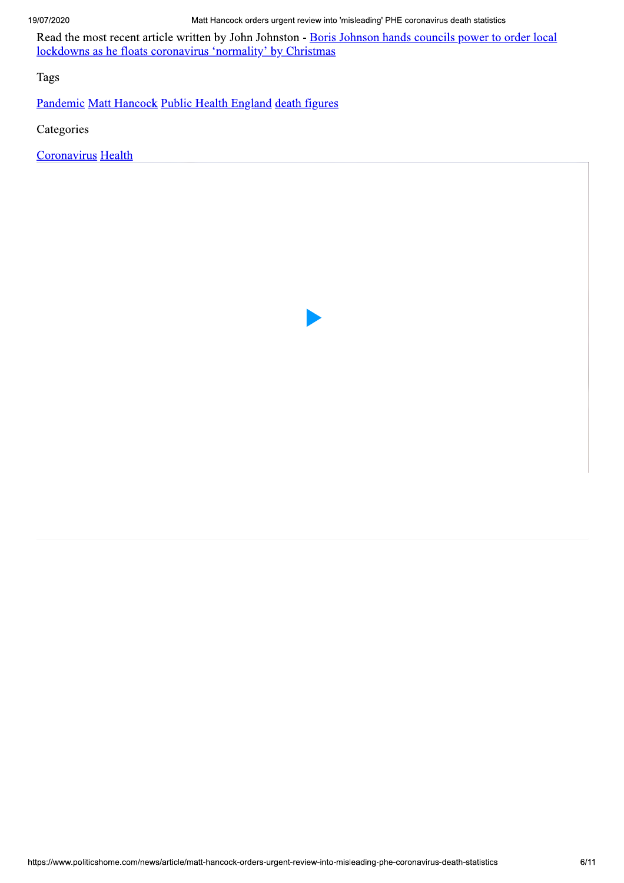Read the most recent article written by John Johnston - [Boris Johnson hands councils power to order local lockdowns as he floats coronavirus 'normality' by Christmas]

Tags

[Pandemic] [Matt Hancock] [Public Health England] [death figures]

Categories

[Coronavirus] [Health]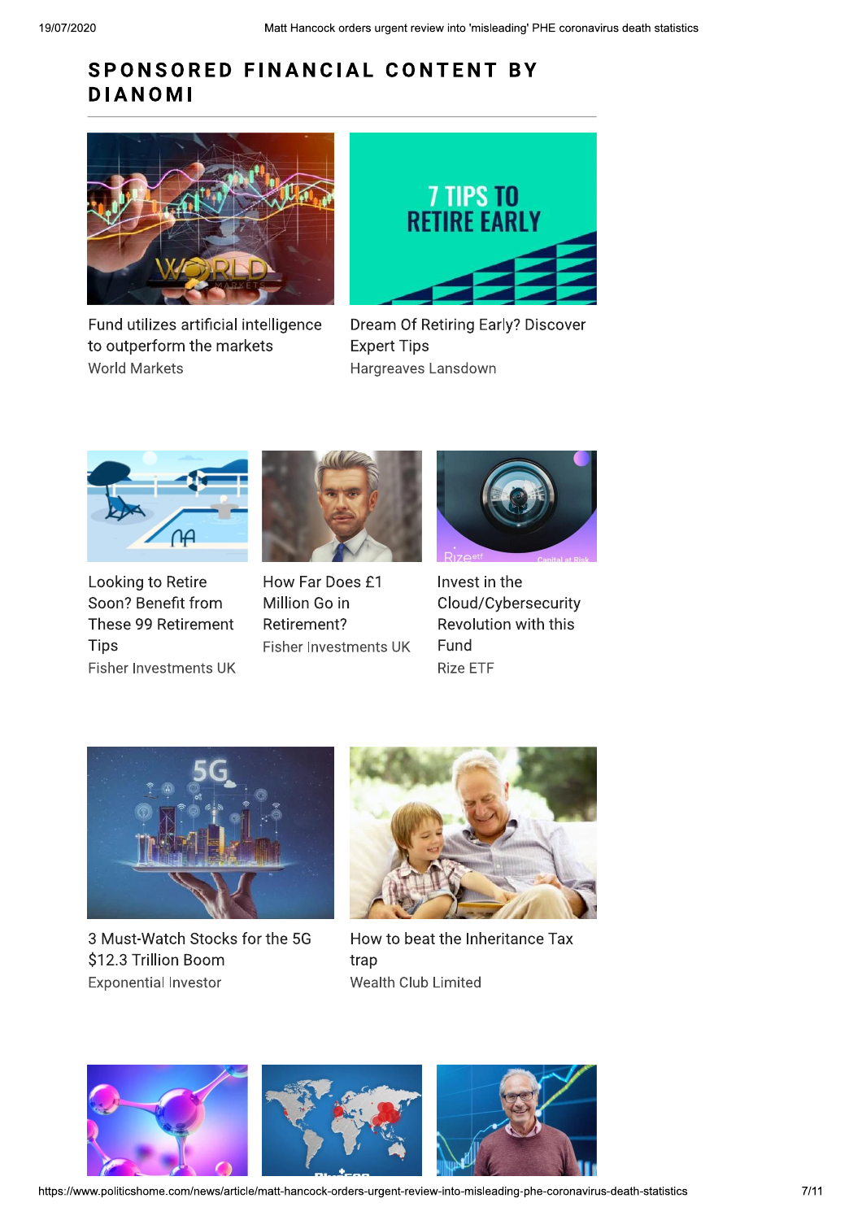## SPONSORED FINANCIAL CONTENT BY DIANOMI

Fund utilizes artificial intelligence to outperform the markets
World Markets

Dream Of Retiring Early? Discover Expert Tips
Hargreaves Lansdown

Looking to Retire Soon? Benefit from These 99 Retirement Tips
Fisher Investments UK

How Far Does £1 Million Go in Retirement?
Fisher Investments UK

Invest in the Cloud/Cybersecurity Revolution with this Fund
Rize ETF

3 Must-Watch Stocks for the 5G $12.3 Trillion Boom
Exponential Investor

How to beat the Inheritance Tax trap
Wealth Club Limited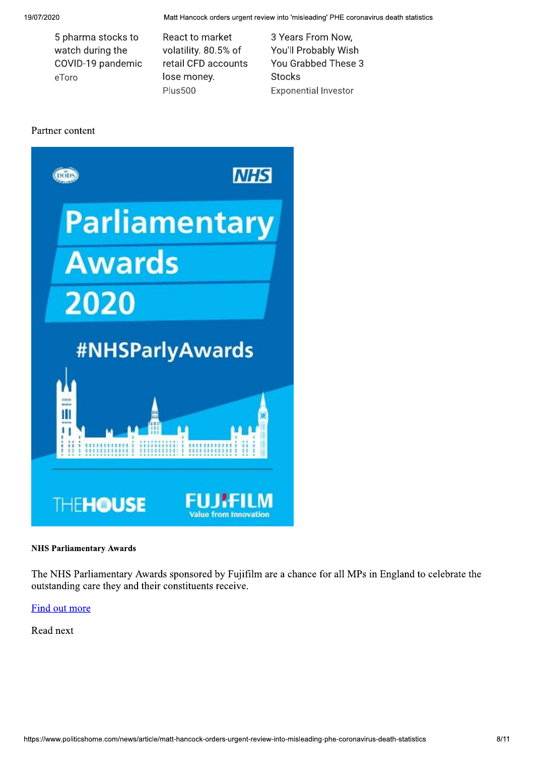5 pharma stocks to watch during the COVID-19 pandemic
eToro

React to market volatility. 80.5% of retail CFD accounts lose money.
Plus500

3 Years From Now, You'll Probably Wish You Grabbed These 3 Stocks
Exponential Investor

Partner content

**NHS Parliamentary Awards**

The NHS Parliamentary Awards sponsored by Fujifilm are a chance for all MPs in England to celebrate the outstanding care they and their constituents receive.

[Find out more]()

Read next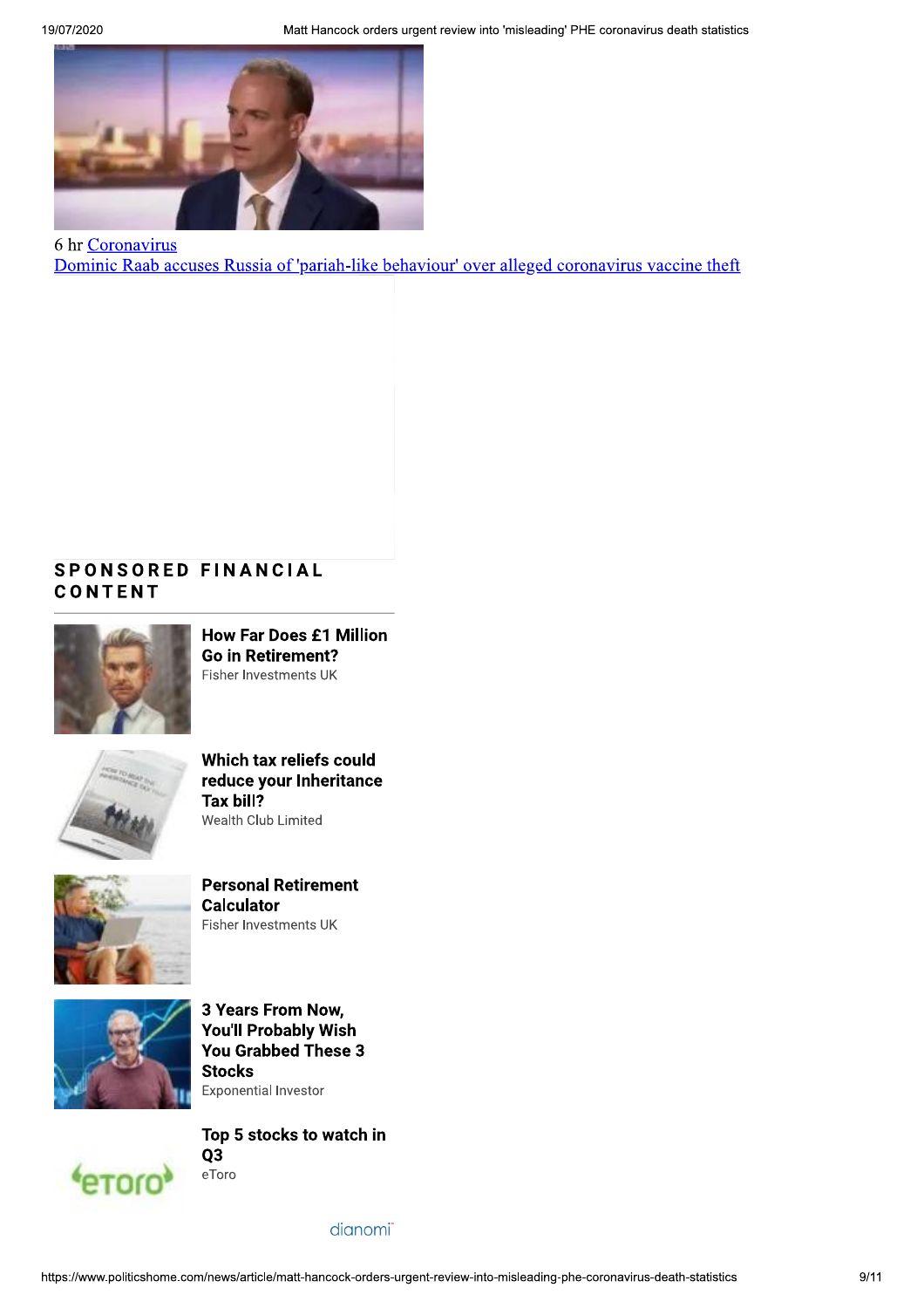6 hr [Coronavirus](#)
[Dominic Raab accuses Russia of 'pariah-like behaviour' over alleged coronavirus vaccine theft](#)

## SPONSORED FINANCIAL CONTENT

**How Far Does £1 Million Go in Retirement?**
Fisher Investments UK

**Which tax reliefs could reduce your Inheritance Tax bill?**
Wealth Club Limited

**Personal Retirement Calculator**
Fisher Investments UK

**3 Years From Now, You'll Probably Wish You Grabbed These 3 Stocks**
Exponential Investor

**Top 5 stocks to watch in Q3**
eToro

dianomi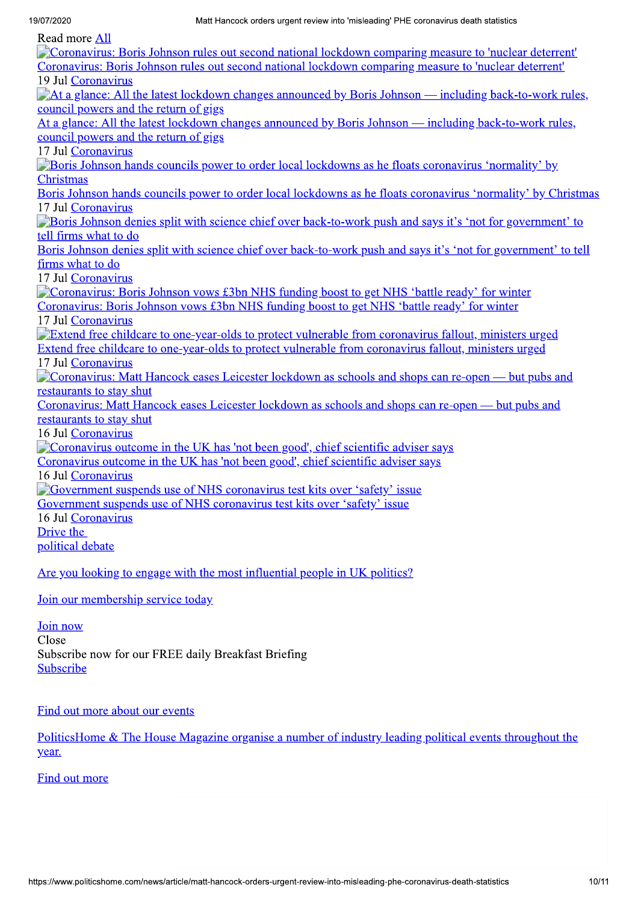Read more All

Coronavirus: Boris Johnson rules out second national lockdown comparing measure to 'nuclear deterrent'
Coronavirus: Boris Johnson rules out second national lockdown comparing measure to 'nuclear deterrent'
19 Jul Coronavirus

At a glance: All the latest lockdown changes announced by Boris Johnson — including back-to-work rules, council powers and the return of gigs
At a glance: All the latest lockdown changes announced by Boris Johnson — including back-to-work rules, council powers and the return of gigs
17 Jul Coronavirus

Boris Johnson hands councils power to order local lockdowns as he floats coronavirus 'normality' by Christmas
Boris Johnson hands councils power to order local lockdowns as he floats coronavirus 'normality' by Christmas
17 Jul Coronavirus

Boris Johnson denies split with science chief over back-to-work push and says it's 'not for government' to tell firms what to do
Boris Johnson denies split with science chief over back-to-work push and says it's 'not for government' to tell firms what to do
17 Jul Coronavirus

Coronavirus: Boris Johnson vows £3bn NHS funding boost to get NHS 'battle ready' for winter
Coronavirus: Boris Johnson vows £3bn NHS funding boost to get NHS 'battle ready' for winter
17 Jul Coronavirus

Extend free childcare to one-year-olds to protect vulnerable from coronavirus fallout, ministers urged
Extend free childcare to one-year-olds to protect vulnerable from coronavirus fallout, ministers urged
17 Jul Coronavirus

Coronavirus: Matt Hancock eases Leicester lockdown as schools and shops can re-open — but pubs and restaurants to stay shut
Coronavirus: Matt Hancock eases Leicester lockdown as schools and shops can re-open — but pubs and restaurants to stay shut
16 Jul Coronavirus

Coronavirus outcome in the UK has 'not been good', chief scientific adviser says
Coronavirus outcome in the UK has 'not been good', chief scientific adviser says
16 Jul Coronavirus

Government suspends use of NHS coronavirus test kits over 'safety' issue
Government suspends use of NHS coronavirus test kits over 'safety' issue
16 Jul Coronavirus

Drive the political debate

Are you looking to engage with the most influential people in UK politics?

Join our membership service today

Join now

Close

Subscribe now for our FREE daily Breakfast Briefing

Subscribe

Find out more about our events

PoliticsHome & The House Magazine organise a number of industry leading political events throughout the year.

Find out more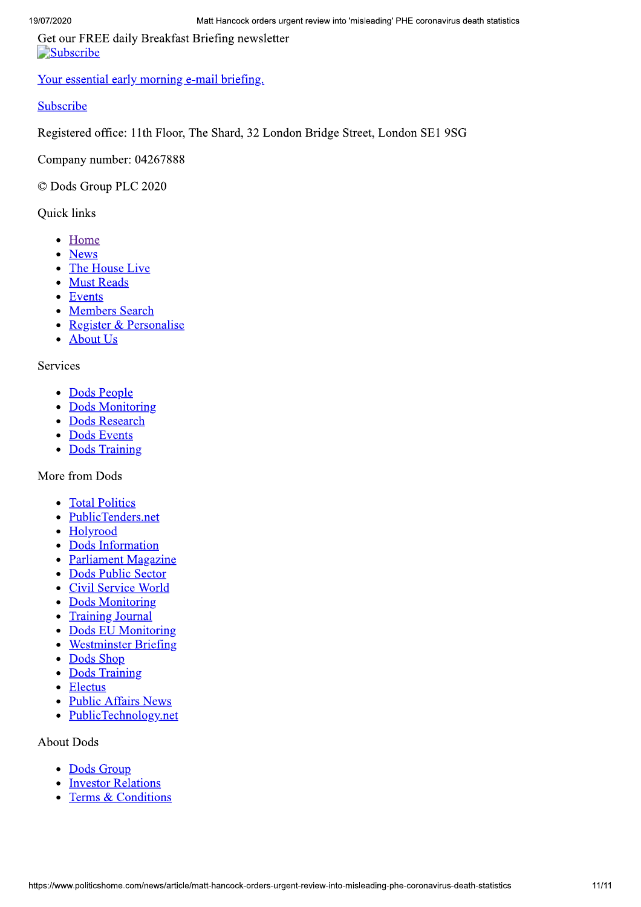Get our FREE daily Breakfast Briefing newsletter
Subscribe

Your essential early morning e-mail briefing.

Subscribe

Registered office: 11th Floor, The Shard, 32 London Bridge Street, London SE1 9SG

Company number: 04267888

© Dods Group PLC 2020

Quick links

- Home
- News
- The House Live
- Must Reads
- Events
- Members Search
- Register & Personalise
- About Us

Services

- Dods People
- Dods Monitoring
- Dods Research
- Dods Events
- Dods Training

More from Dods

- Total Politics
- PublicTenders.net
- Holyrood
- Dods Information
- Parliament Magazine
- Dods Public Sector
- Civil Service World
- Dods Monitoring
- Training Journal
- Dods EU Monitoring
- Westminster Briefing
- Dods Shop
- Dods Training
- Electus
- Public Affairs News
- PublicTechnology.net

About Dods

- Dods Group
- Investor Relations
- Terms & Conditions